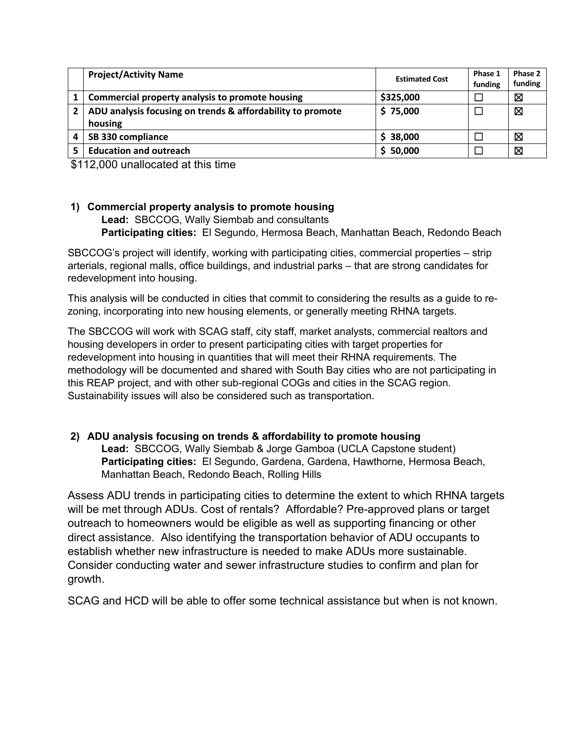| | Project/Activity Name | Estimated Cost | Phase 1 funding | Phase 2 funding |
|---|---|---|---|---|
| 1 | **Commercial property analysis to promote housing** | **$325,000** | ☐ | ☒ |
| 2 | **ADU analysis focusing on trends & affordability to promote housing** | **$ 75,000** | ☐ | ☒ |
| 4 | **SB 330 compliance** | **$ 38,000** | ☐ | ☒ |
| 5 | **Education and outreach** | **$ 50,000** | ☐ | ☒ |

$112,000 unallocated at this time

**1) Commercial property analysis to promote housing**

**Lead:** SBCCOG, Wally Siembab and consultants
**Participating cities:** El Segundo, Hermosa Beach, Manhattan Beach, Redondo Beach

SBCCOG's project will identify, working with participating cities, commercial properties – strip arterials, regional malls, office buildings, and industrial parks – that are strong candidates for redevelopment into housing.

This analysis will be conducted in cities that commit to considering the results as a guide to re-zoning, incorporating into new housing elements, or generally meeting RHNA targets.

The SBCCOG will work with SCAG staff, city staff, market analysts, commercial realtors and housing developers in order to present participating cities with target properties for redevelopment into housing in quantities that will meet their RHNA requirements. The methodology will be documented and shared with South Bay cities who are not participating in this REAP project, and with other sub-regional COGs and cities in the SCAG region. Sustainability issues will also be considered such as transportation.

**2) ADU analysis focusing on trends & affordability to promote housing**

**Lead:** SBCCOG, Wally Siembab & Jorge Gamboa (UCLA Capstone student)
**Participating cities:** El Segundo, Gardena, Gardena, Hawthorne, Hermosa Beach, Manhattan Beach, Redondo Beach, Rolling Hills

Assess ADU trends in participating cities to determine the extent to which RHNA targets will be met through ADUs. Cost of rentals? Affordable? Pre-approved plans or target outreach to homeowners would be eligible as well as supporting financing or other direct assistance. Also identifying the transportation behavior of ADU occupants to establish whether new infrastructure is needed to make ADUs more sustainable. Consider conducting water and sewer infrastructure studies to confirm and plan for growth.

SCAG and HCD will be able to offer some technical assistance but when is not known.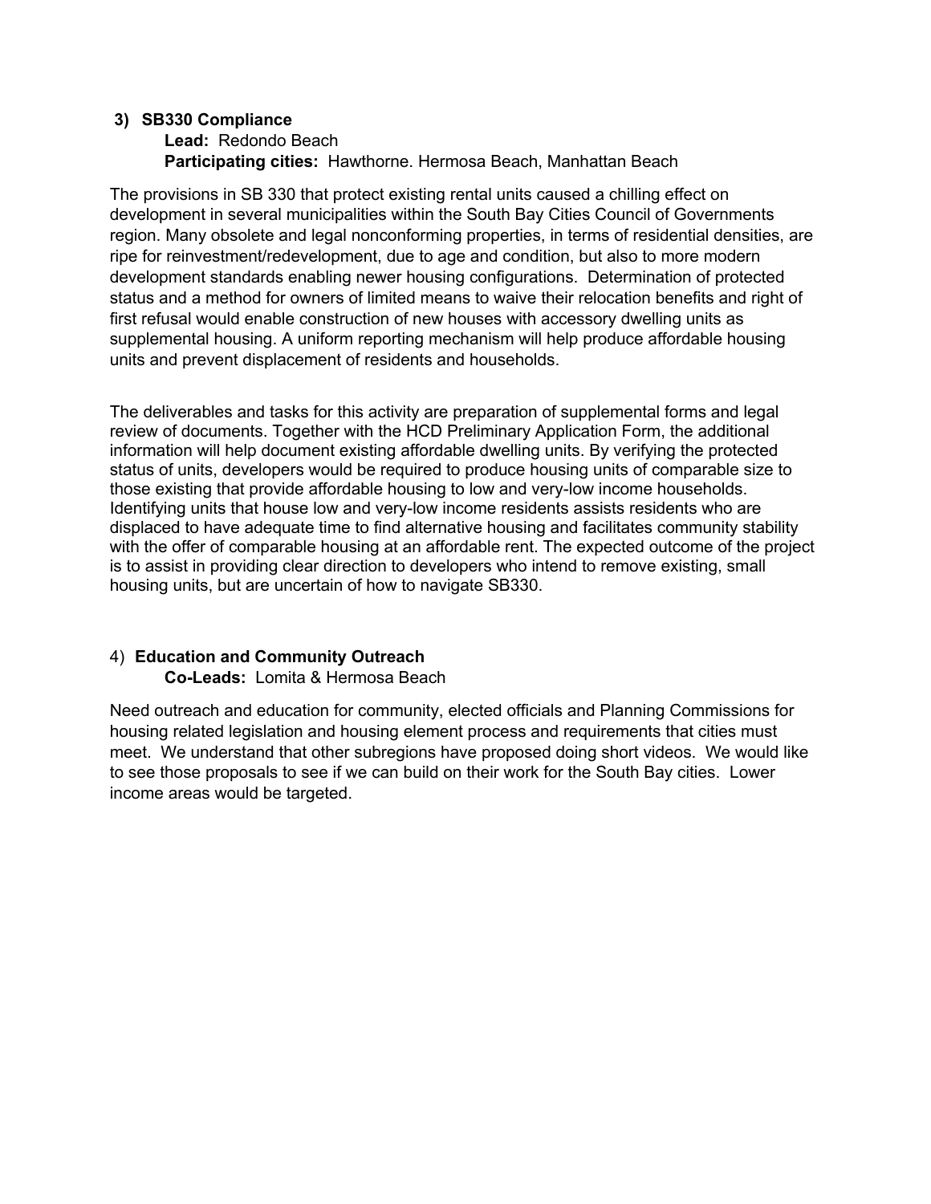**3) SB330 Compliance**

**Lead:** Redondo Beach

**Participating cities:** Hawthorne. Hermosa Beach, Manhattan Beach

The provisions in SB 330 that protect existing rental units caused a chilling effect on development in several municipalities within the South Bay Cities Council of Governments region. Many obsolete and legal nonconforming properties, in terms of residential densities, are ripe for reinvestment/redevelopment, due to age and condition, but also to more modern development standards enabling newer housing configurations. Determination of protected status and a method for owners of limited means to waive their relocation benefits and right of first refusal would enable construction of new houses with accessory dwelling units as supplemental housing. A uniform reporting mechanism will help produce affordable housing units and prevent displacement of residents and households.

The deliverables and tasks for this activity are preparation of supplemental forms and legal review of documents. Together with the HCD Preliminary Application Form, the additional information will help document existing affordable dwelling units. By verifying the protected status of units, developers would be required to produce housing units of comparable size to those existing that provide affordable housing to low and very-low income households. Identifying units that house low and very-low income residents assists residents who are displaced to have adequate time to find alternative housing and facilitates community stability with the offer of comparable housing at an affordable rent. The expected outcome of the project is to assist in providing clear direction to developers who intend to remove existing, small housing units, but are uncertain of how to navigate SB330.

4) **Education and Community Outreach**

**Co-Leads:** Lomita & Hermosa Beach

Need outreach and education for community, elected officials and Planning Commissions for housing related legislation and housing element process and requirements that cities must meet. We understand that other subregions have proposed doing short videos. We would like to see those proposals to see if we can build on their work for the South Bay cities. Lower income areas would be targeted.